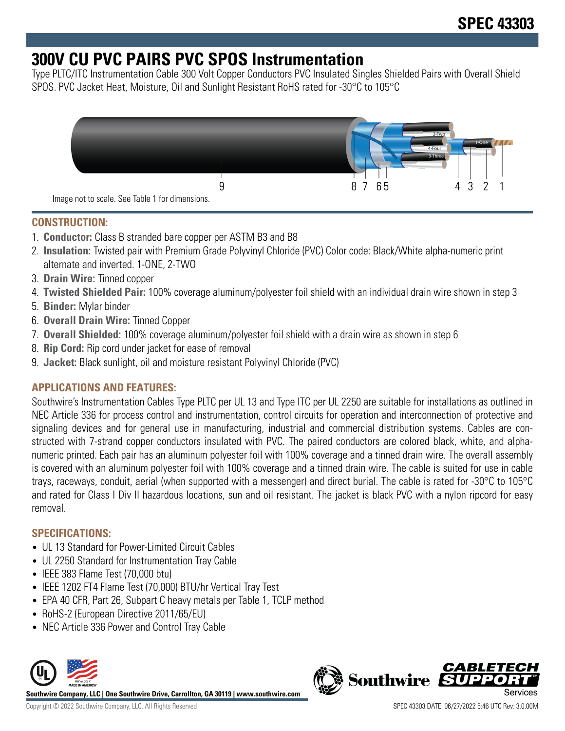# SPEC 43303

# 300V CU PVC PAIRS PVC SPOS Instrumentation

Type PLTC/ITC Instrumentation Cable 300 Volt Copper Conductors PVC Insulated Singles Shielded Pairs with Overall Shield SPOS. PVC Jacket Heat, Moisture, Oil and Sunlight Resistant RoHS rated for -30°C to 105°C

Image not to scale. See Table 1 for dimensions.

## CONSTRUCTION:

1. **Conductor:** Class B stranded bare copper per ASTM B3 and B8
2. **Insulation:** Twisted pair with Premium Grade Polyvinyl Chloride (PVC) Color code: Black/White alpha-numeric print alternate and inverted. 1-ONE, 2-TWO
3. **Drain Wire:** Tinned copper
4. **Twisted Shielded Pair:** 100% coverage aluminum/polyester foil shield with an individual drain wire shown in step 3
5. **Binder:** Mylar binder
6. **Overall Drain Wire:** Tinned Copper
7. **Overall Shielded:** 100% coverage aluminum/polyester foil shield with a drain wire as shown in step 6
8. **Rip Cord:** Rip cord under jacket for ease of removal
9. **Jacket:** Black sunlight, oil and moisture resistant Polyvinyl Chloride (PVC)

## APPLICATIONS AND FEATURES:

Southwire's Instrumentation Cables Type PLTC per UL 13 and Type ITC per UL 2250 are suitable for installations as outlined in NEC Article 336 for process control and instrumentation, control circuits for operation and interconnection of protective and signaling devices and for general use in manufacturing, industrial and commercial distribution systems. Cables are constructed with 7-strand copper conductors insulated with PVC. The paired conductors are colored black, white, and alpha-numeric printed. Each pair has an aluminum polyester foil with 100% coverage and a tinned drain wire. The overall assembly is covered with an aluminum polyester foil with 100% coverage and a tinned drain wire. The cable is suited for use in cable trays, raceways, conduit, aerial (when supported with a messenger) and direct burial. The cable is rated for -30°C to 105°C and rated for Class I Div II hazardous locations, sun and oil resistant. The jacket is black PVC with a nylon ripcord for easy removal.

## SPECIFICATIONS:

- UL 13 Standard for Power-Limited Circuit Cables
- UL 2250 Standard for Instrumentation Tray Cable
- IEEE 383 Flame Test (70,000 btu)
- IEEE 1202 FT4 Flame Test (70,000) BTU/hr Vertical Tray Test
- EPA 40 CFR, Part 26, Subpart C heavy metals per Table 1, TCLP method
- RoHS-2 (European Directive 2011/65/EU)
- NEC Article 336 Power and Control Tray Cable

Southwire Company, LLC | One Southwire Drive, Carrollton, GA 30119 | www.southwire.com

Copyright © 2022 Southwire Company, LLC. All Rights Reserved

SPEC 43303 DATE: 06/27/2022 5:46 UTC Rev: 3.0.00M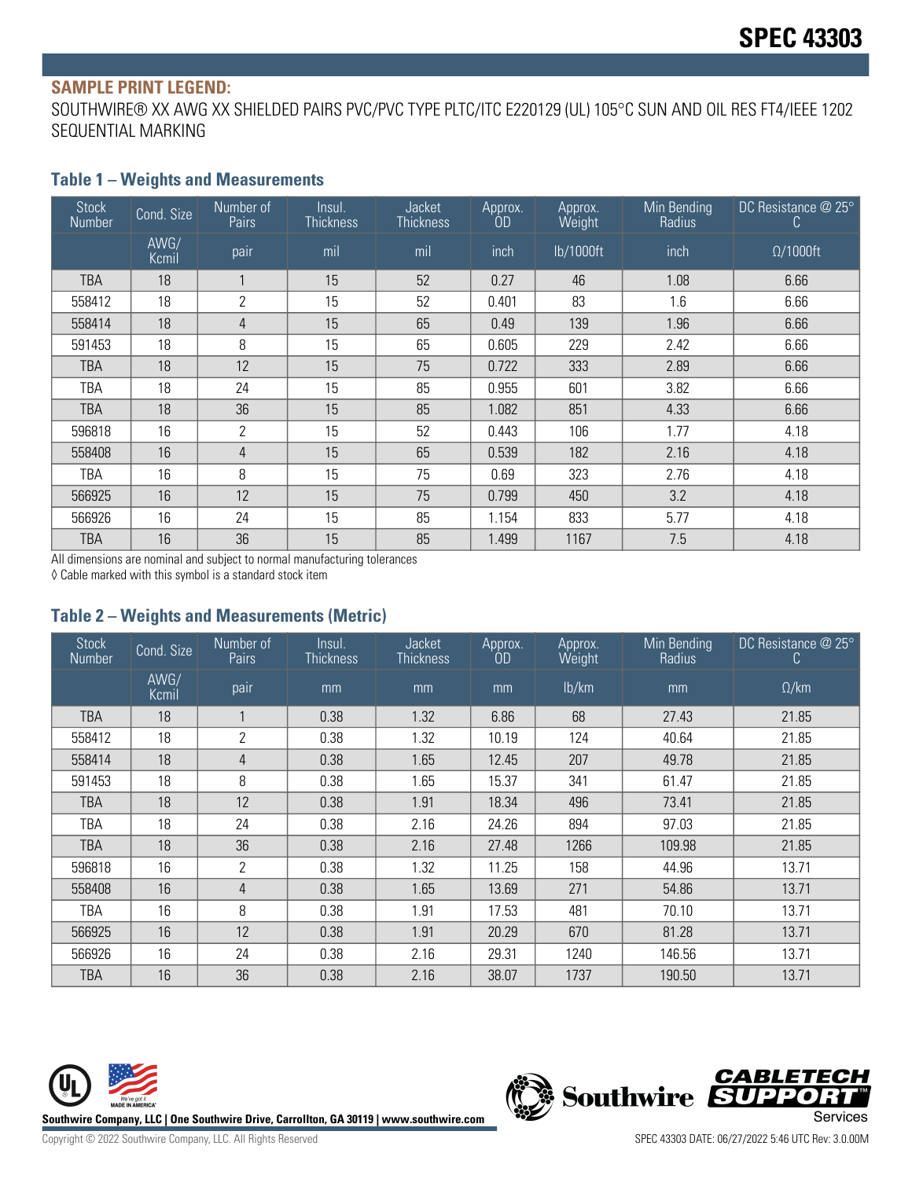# SPEC 43303

## SAMPLE PRINT LEGEND:

SOUTHWIRE® XX AWG XX SHIELDED PAIRS PVC/PVC TYPE PLTC/ITC E220129 (UL) 105°C SUN AND OIL RES FT4/IEEE 1202 SEQUENTIAL MARKING

### Table 1 – Weights and Measurements

| Stock Number | Cond. Size | Number of Pairs | Insul. Thickness | Jacket Thickness | Approx. OD | Approx. Weight | Min Bending Radius | DC Resistance @ 25° C |
|---|---|---|---|---|---|---|---|---|
| | AWG/ Kcmil | pair | mil | mil | inch | lb/1000ft | inch | Ω/1000ft |
| TBA | 18 | 1 | 15 | 52 | 0.27 | 46 | 1.08 | 6.66 |
| 558412 | 18 | 2 | 15 | 52 | 0.401 | 83 | 1.6 | 6.66 |
| 558414 | 18 | 4 | 15 | 65 | 0.49 | 139 | 1.96 | 6.66 |
| 591453 | 18 | 8 | 15 | 65 | 0.605 | 229 | 2.42 | 6.66 |
| TBA | 18 | 12 | 15 | 75 | 0.722 | 333 | 2.89 | 6.66 |
| TBA | 18 | 24 | 15 | 85 | 0.955 | 601 | 3.82 | 6.66 |
| TBA | 18 | 36 | 15 | 85 | 1.082 | 851 | 4.33 | 6.66 |
| 596818 | 16 | 2 | 15 | 52 | 0.443 | 106 | 1.77 | 4.18 |
| 558408 | 16 | 4 | 15 | 65 | 0.539 | 182 | 2.16 | 4.18 |
| TBA | 16 | 8 | 15 | 75 | 0.69 | 323 | 2.76 | 4.18 |
| 566925 | 16 | 12 | 15 | 75 | 0.799 | 450 | 3.2 | 4.18 |
| 566926 | 16 | 24 | 15 | 85 | 1.154 | 833 | 5.77 | 4.18 |
| TBA | 16 | 36 | 15 | 85 | 1.499 | 1167 | 7.5 | 4.18 |

All dimensions are nominal and subject to normal manufacturing tolerances

◊ Cable marked with this symbol is a standard stock item

### Table 2 – Weights and Measurements (Metric)

| Stock Number | Cond. Size | Number of Pairs | Insul. Thickness | Jacket Thickness | Approx. OD | Approx. Weight | Min Bending Radius | DC Resistance @ 25° C |
|---|---|---|---|---|---|---|---|---|
| | AWG/ Kcmil | pair | mm | mm | mm | lb/km | mm | Ω/km |
| TBA | 18 | 1 | 0.38 | 1.32 | 6.86 | 68 | 27.43 | 21.85 |
| 558412 | 18 | 2 | 0.38 | 1.32 | 10.19 | 124 | 40.64 | 21.85 |
| 558414 | 18 | 4 | 0.38 | 1.65 | 12.45 | 207 | 49.78 | 21.85 |
| 591453 | 18 | 8 | 0.38 | 1.65 | 15.37 | 341 | 61.47 | 21.85 |
| TBA | 18 | 12 | 0.38 | 1.91 | 18.34 | 496 | 73.41 | 21.85 |
| TBA | 18 | 24 | 0.38 | 2.16 | 24.26 | 894 | 97.03 | 21.85 |
| TBA | 18 | 36 | 0.38 | 2.16 | 27.48 | 1266 | 109.98 | 21.85 |
| 596818 | 16 | 2 | 0.38 | 1.32 | 11.25 | 158 | 44.96 | 13.71 |
| 558408 | 16 | 4 | 0.38 | 1.65 | 13.69 | 271 | 54.86 | 13.71 |
| TBA | 16 | 8 | 0.38 | 1.91 | 17.53 | 481 | 70.10 | 13.71 |
| 566925 | 16 | 12 | 0.38 | 1.91 | 20.29 | 670 | 81.28 | 13.71 |
| 566926 | 16 | 24 | 0.38 | 2.16 | 29.31 | 1240 | 146.56 | 13.71 |
| TBA | 16 | 36 | 0.38 | 2.16 | 38.07 | 1737 | 190.50 | 13.71 |

Southwire Company, LLC | One Southwire Drive, Carrollton, GA 30119 | www.southwire.com

Copyright © 2022 Southwire Company, LLC. All Rights Reserved

SPEC 43303 DATE: 06/27/2022 5:46 UTC Rev: 3.0.00M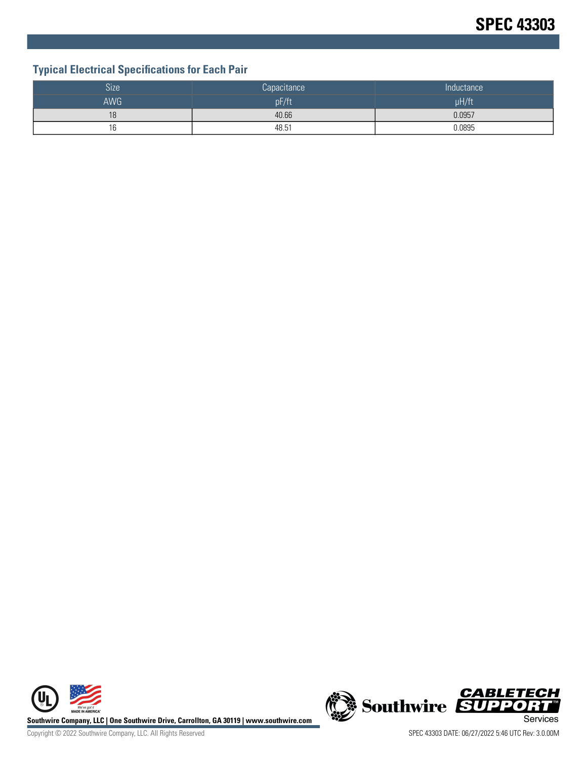## Typical Electrical Specifications for Each Pair

| Size | Capacitance | Inductance |
|---|---|---|
| AWG | pF/ft | μH/ft |
| 18 | 40.66 | 0.0957 |
| 16 | 48.51 | 0.0895 |

**Southwire Company, LLC | One Southwire Drive, Carrollton, GA 30119 | www.southwire.com**

Copyright © 2022 Southwire Company, LLC. All Rights Reserved

SPEC 43303 DATE: 06/27/2022 5:46 UTC Rev: 3.0.00M